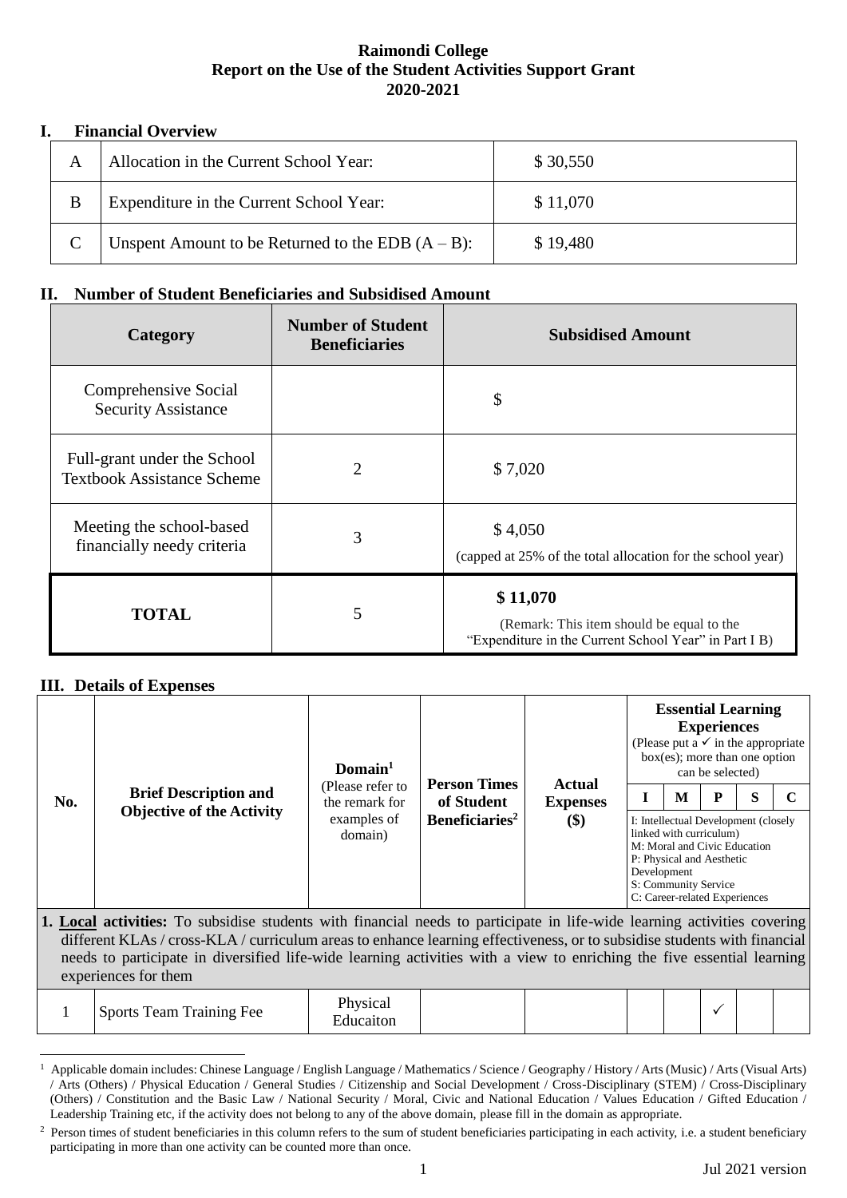**Raimondi College**
**Report on the Use of the Student Activities Support Grant**
**2020-2021**

## I. Financial Overview

| | | |
|---|---|---|
| A | Allocation in the Current School Year: | $ 30,550 |
| B | Expenditure in the Current School Year: | $ 11,070 |
| C | Unspent Amount to be Returned to the EDB (A – B): | $ 19,480 |

## II. Number of Student Beneficiaries and Subsidised Amount

| Category | Number of Student Beneficiaries | Subsidised Amount |
|---|---|---|
| Comprehensive Social Security Assistance | | $ |
| Full-grant under the School Textbook Assistance Scheme | 2 | $ 7,020 |
| Meeting the school-based financially needy criteria | 3 | $ 4,050 (capped at 25% of the total allocation for the school year) |
| **TOTAL** | 5 | **$ 11,070** (Remark: This item should be equal to the "Expenditure in the Current School Year" in Part I B) |

## III. Details of Expenses

| No. | Brief Description and Objective of the Activity | Domain[1] (Please refer to the remark for examples of domain) | Person Times of Student Beneficiaries[2] | Actual Expenses ($) | Essential Learning Experiences (Please put a ✓ in the appropriate box(es); more than one option can be selected) | | | | |
|---|---|---|---|---|---|---|---|---|---|
| | | | | | I | M | P | S | C |
| | | | | | I: Intellectual Development (closely linked with curriculum) M: Moral and Civic Education P: Physical and Aesthetic Development S: Community Service C: Career-related Experiences | | | | |
| **1. Local activities:** To subsidise students with financial needs to participate in life-wide learning activities covering different KLAs / cross-KLA / curriculum areas to enhance learning effectiveness, or to subsidise students with financial needs to participate in diversified life-wide learning activities with a view to enriching the five essential learning experiences for them | | | | | | | | | |
| 1 | Sports Team Training Fee | Physical Educaiton | | | | | ✓ | | |

[1] Applicable domain includes: Chinese Language / English Language / Mathematics / Science / Geography / History / Arts (Music) / Arts (Visual Arts) / Arts (Others) / Physical Education / General Studies / Citizenship and Social Development / Cross-Disciplinary (STEM) / Cross-Disciplinary (Others) / Constitution and the Basic Law / National Security / Moral, Civic and National Education / Values Education / Gifted Education / Leadership Training etc, if the activity does not belong to any of the above domain, please fill in the domain as appropriate.

[2] Person times of student beneficiaries in this column refers to the sum of student beneficiaries participating in each activity, i.e. a student beneficiary participating in more than one activity can be counted more than once.

Jul 2021 version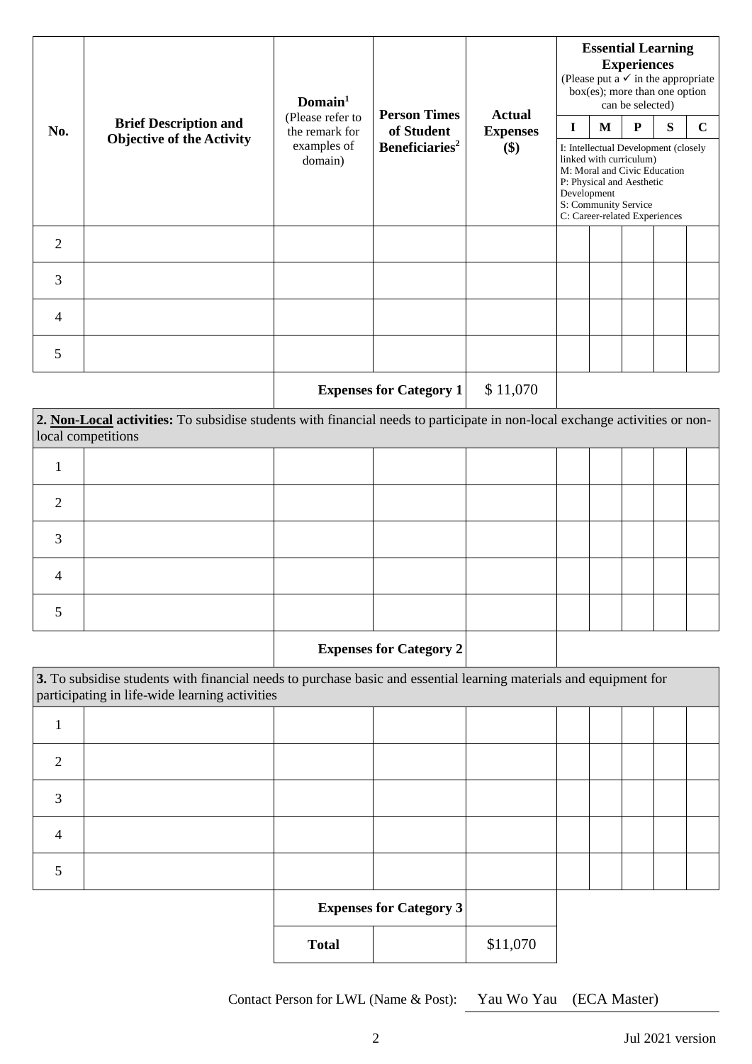| No. | Brief Description and Objective of the Activity | Domain[1] (Please refer to the remark for examples of domain) | Person Times of Student Beneficiaries[2] | Actual Expenses ($) | Essential Learning Experiences (Please put a ✓ in the appropriate box(es); more than one option can be selected) | | | | |
|---|---|---|---|---|---|---|---|---|---|
| | | | | | I | M | P | S | C |
| | | | | | I: Intellectual Development (closely linked with curriculum) M: Moral and Civic Education P: Physical and Aesthetic Development S: Community Service C: Career-related Experiences | | | | |
| 2 | | | | | | | | | |
| 3 | | | | | | | | | |
| 4 | | | | | | | | | |
| 5 | | | | | | | | | |
| | | | **Expenses for Category 1** | $ 11,070 | | | | | |
| **2. <u>Non-Local</u> activities:** To subsidise students with financial needs to participate in non-local exchange activities or non-local competitions | | | | | | | | | |
| 1 | | | | | | | | | |
| 2 | | | | | | | | | |
| 3 | | | | | | | | | |
| 4 | | | | | | | | | |
| 5 | | | | | | | | | |
| | | | **Expenses for Category 2** | | | | | | |
| **3.** To subsidise students with financial needs to purchase basic and essential learning materials and equipment for participating in life-wide learning activities | | | | | | | | | |
| 1 | | | | | | | | | |
| 2 | | | | | | | | | |
| 3 | | | | | | | | | |
| 4 | | | | | | | | | |
| 5 | | | | | | | | | |
| | | | **Expenses for Category 3** | | | | | | |
| | | **Total** | | $11,070 | | | | | |

Contact Person for LWL (Name & Post): Yau Wo Yau (ECA Master)

Jul 2021 version